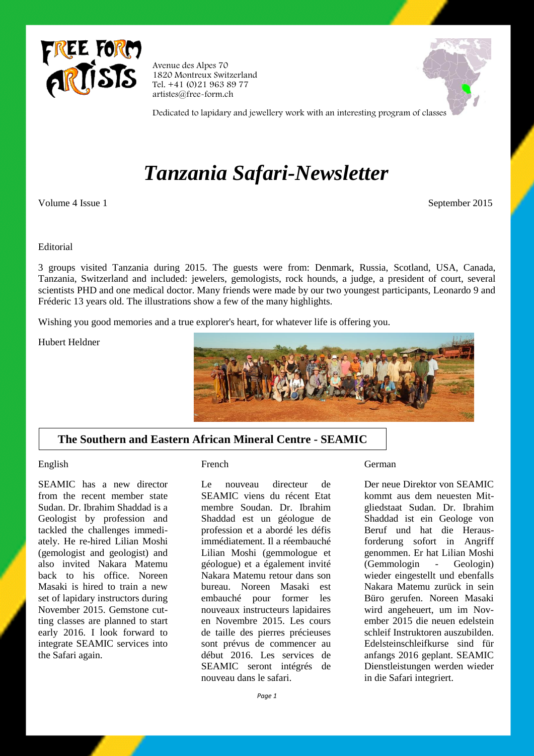Avenue des Alpes 70
1820 Montreux Switzerland
Tel. +41 (0)21 963 89 77
artistes@free-form.ch

Dedicated to lapidary and jewellery work with an interesting program of classes

# *Tanzania Safari-Newsletter*

Volume 4 Issue 1 — September 2015

Editorial

3 groups visited Tanzania during 2015. The guests were from: Denmark, Russia, Scotland, USA, Canada, Tanzania, Switzerland and included: jewelers, gemologists, rock hounds, a judge, a president of court, several scientists PHD and one medical doctor. Many friends were made by our two youngest participants, Leonardo 9 and Fréderic 13 years old. The illustrations show a few of the many highlights.

Wishing you good memories and a true explorer's heart, for whatever life is offering you.

Hubert Heldner

## The Southern and Eastern African Mineral Centre - SEAMIC

English

SEAMIC has a new director from the recent member state Sudan. Dr. Ibrahim Shaddad is a Geologist by profession and tackled the challenges immediately. He re-hired Lilian Moshi (gemologist and geologist) and also invited Nakara Matemu back to his office. Noreen Masaki is hired to train a new set of lapidary instructors during November 2015. Gemstone cutting classes are planned to start early 2016. I look forward to integrate SEAMIC services into the Safari again.

French

Le nouveau directeur de SEAMIC viens du récent Etat membre Soudan. Dr. Ibrahim Shaddad est un géologue de profession et a abordé les défis immédiatement. Il a réembauché Lilian Moshi (gemmologue et géologue) et a également invité Nakara Matemu retour dans son bureau. Noreen Masaki est embauché pour former les nouveaux instructeurs lapidaires en Novembre 2015. Les cours de taille des pierres précieuses sont prévus de commencer au début 2016. Les services de SEAMIC seront intégrés de nouveau dans le safari.

German

Der neue Direktor von SEAMIC kommt aus dem neuesten Mitgliedstaat Sudan. Dr. Ibrahim Shaddad ist ein Geologe von Beruf und hat die Herausforderung sofort in Angriff genommen. Er hat Lilian Moshi (Gemmologin - Geologin) wieder eingestellt und ebenfalls Nakara Matemu zurück in sein Büro gerufen. Noreen Masaki wird angeheuert, um im November 2015 die neuen edelstein schleif Instruktoren auszubilden. Edelsteinschleifkurse sind für anfangs 2016 geplant. SEAMIC Dienstleistungen werden wieder in die Safari integriert.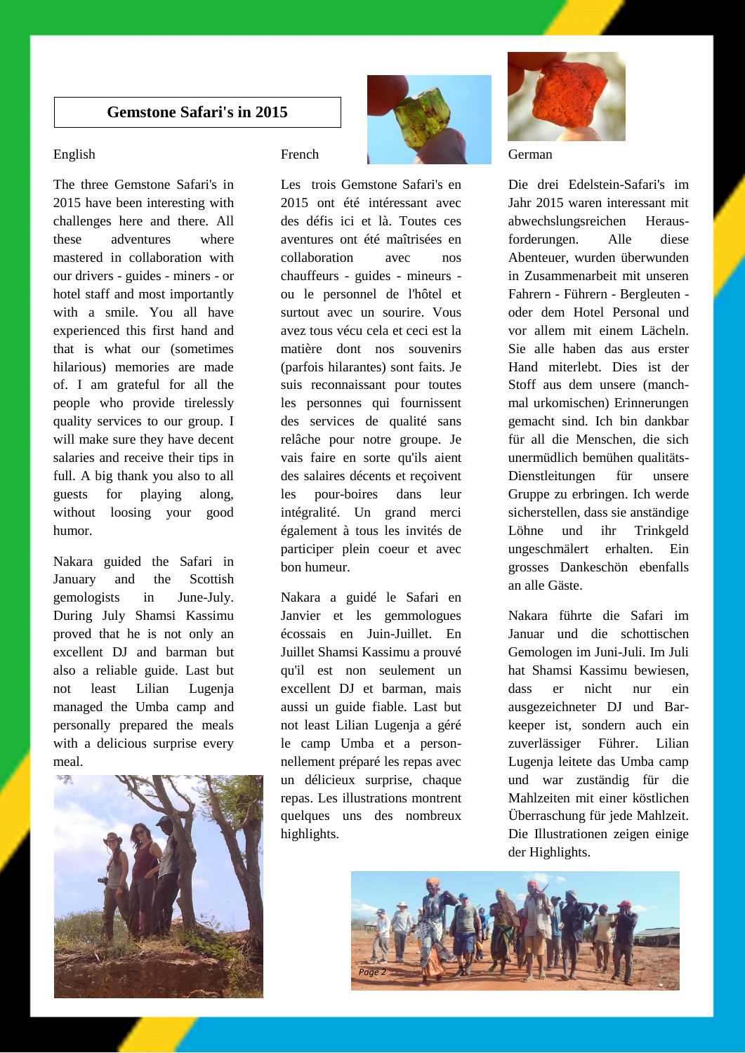## Gemstone Safari's in 2015

English

The three Gemstone Safari's in 2015 have been interesting with challenges here and there. All these adventures where mastered in collaboration with our drivers - guides - miners - or hotel staff and most importantly with a smile. You all have experienced this first hand and that is what our (sometimes hilarious) memories are made of. I am grateful for all the people who provide tirelessly quality services to our group. I will make sure they have decent salaries and receive their tips in full. A big thank you also to all guests for playing along, without loosing your good humor.

Nakara guided the Safari in January and the Scottish gemologists in June-July. During July Shamsi Kassimu proved that he is not only an excellent DJ and barman but also a reliable guide. Last but not least Lilian Lugenja managed the Umba camp and personally prepared the meals with a delicious surprise every meal.

French

Les trois Gemstone Safari's en 2015 ont été intéressant avec des défis ici et là. Toutes ces aventures ont été maîtrisées en collaboration avec nos chauffeurs - guides - mineurs - ou le personnel de l'hôtel et surtout avec un sourire. Vous avez tous vécu cela et ceci est la matière dont nos souvenirs (parfois hilarantes) sont faits. Je suis reconnaissant pour toutes les personnes qui fournissent des services de qualité sans relâche pour notre groupe. Je vais faire en sorte qu'ils aient des salaires décents et reçoivent les pour-boires dans leur intégralité. Un grand merci également à tous les invités de participer plein coeur et avec bon humeur.

Nakara a guidé le Safari en Janvier et les gemmologues écossais en Juin-Juillet. En Juillet Shamsi Kassimu a prouvé qu'il est non seulement un excellent DJ et barman, mais aussi un guide fiable. Last but not least Lilian Lugenja a géré le camp Umba et a personnellement préparé les repas avec un délicieux surprise, chaque repas. Les illustrations montrent quelques uns des nombreux highlights.

German

Die drei Edelstein-Safari's im Jahr 2015 waren interessant mit abwechslungsreichen Herausforderungen. Alle diese Abenteuer, wurden überwunden in Zusammenarbeit mit unseren Fahrern - Führern - Bergleuten - oder dem Hotel Personal und vor allem mit einem Lächeln. Sie alle haben das aus erster Hand miterlebt. Dies ist der Stoff aus dem unsere (manchmal urkomischen) Erinnerungen gemacht sind. Ich bin dankbar für all die Menschen, die sich unermüdlich bemühen qualitäts-Dienstleitungen für unsere Gruppe zu erbringen. Ich werde sicherstellen, dass sie anständige Löhne und ihr Trinkgeld ungeschmälert erhalten. Ein grosses Dankeschön ebenfalls an alle Gäste.

Nakara führte die Safari im Januar und die schottischen Gemologen im Juni-Juli. Im Juli hat Shamsi Kassimu bewiesen, dass er nicht nur ein ausgezeichneter DJ und Barkeeper ist, sondern auch ein zuverlässiger Führer. Lilian Lugenja leitete das Umba camp und war zuständig für die Mahlzeiten mit einer köstlichen Überraschung für jede Mahlzeit. Die Illustrationen zeigen einige der Highlights.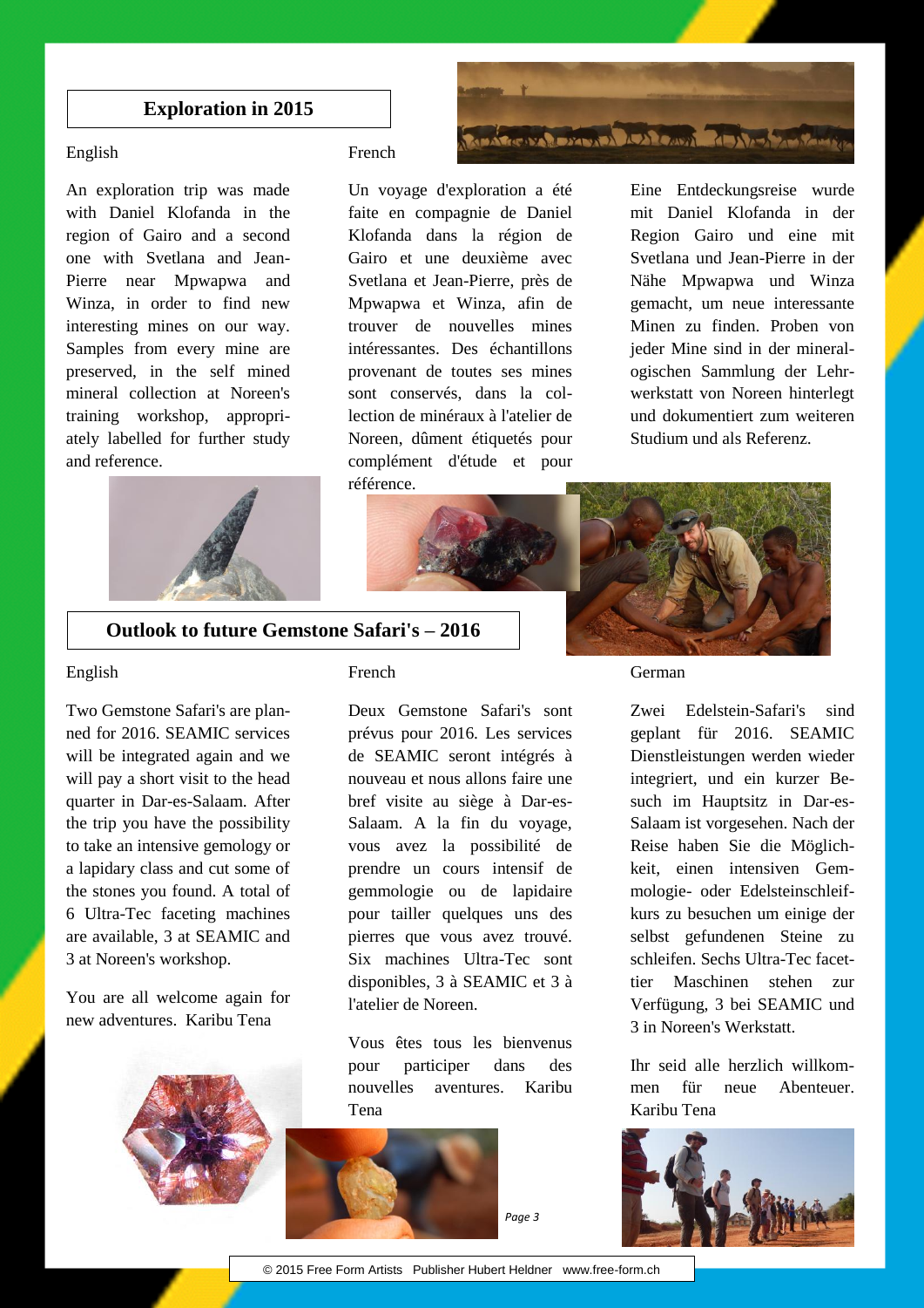## Exploration in 2015

English

An exploration trip was made with Daniel Klofanda in the region of Gairo and a second one with Svetlana and Jean-Pierre near Mpwapwa and Winza, in order to find new interesting mines on our way. Samples from every mine are preserved, in the self mined mineral collection at Noreen's training workshop, appropriately labelled for further study and reference.

French

Un voyage d'exploration a été faite en compagnie de Daniel Klofanda dans la région de Gairo et une deuxième avec Svetlana et Jean-Pierre, près de Mpwapwa et Winza, afin de trouver de nouvelles mines intéressantes. Des échantillons provenant de toutes ses mines sont conservés, dans la collection de minéraux à l'atelier de Noreen, dûment étiquetés pour complément d'étude et pour référence.

Eine Entdeckungsreise wurde mit Daniel Klofanda in der Region Gairo und eine mit Svetlana und Jean-Pierre in der Nähe Mpwapwa und Winza gemacht, um neue interessante Minen zu finden. Proben von jeder Mine sind in der mineralogischen Sammlung der Lehrwerkstatt von Noreen hinterlegt und dokumentiert zum weiteren Studium und als Referenz.

## Outlook to future Gemstone Safari's – 2016

English

Two Gemstone Safari's are planned for 2016. SEAMIC services will be integrated again and we will pay a short visit to the head quarter in Dar-es-Salaam. After the trip you have the possibility to take an intensive gemology or a lapidary class and cut some of the stones you found. A total of 6 Ultra-Tec faceting machines are available, 3 at SEAMIC and 3 at Noreen's workshop.

You are all welcome again for new adventures. Karibu Tena

French

Deux Gemstone Safari's sont prévus pour 2016. Les services de SEAMIC seront intégrés à nouveau et nous allons faire une bref visite au siège à Dar-es-Salaam. A la fin du voyage, vous avez la possibilité de prendre un cours intensif de gemmologie ou de lapidaire pour tailler quelques uns des pierres que vous avez trouvé. Six machines Ultra-Tec sont disponibles, 3 à SEAMIC et 3 à l'atelier de Noreen.

Vous êtes tous les bienvenus pour participer dans des nouvelles aventures. Karibu Tena

German

Zwei Edelstein-Safari's sind geplant für 2016. SEAMIC Dienstleistungen werden wieder integriert, und ein kurzer Besuch im Hauptsitz in Dar-es-Salaam ist vorgesehen. Nach der Reise haben Sie die Möglichkeit, einen intensiven Gemmologie- oder Edelsteinschleifkurs zu besuchen um einige der selbst gefundenen Steine zu schleifen. Sechs Ultra-Tec facettier Maschinen stehen zur Verfügung, 3 bei SEAMIC und 3 in Noreen's Werkstatt.

Ihr seid alle herzlich willkommen für neue Abenteuer. Karibu Tena

© 2015 Free Form Artists Publisher Hubert Heldner www.free-form.ch